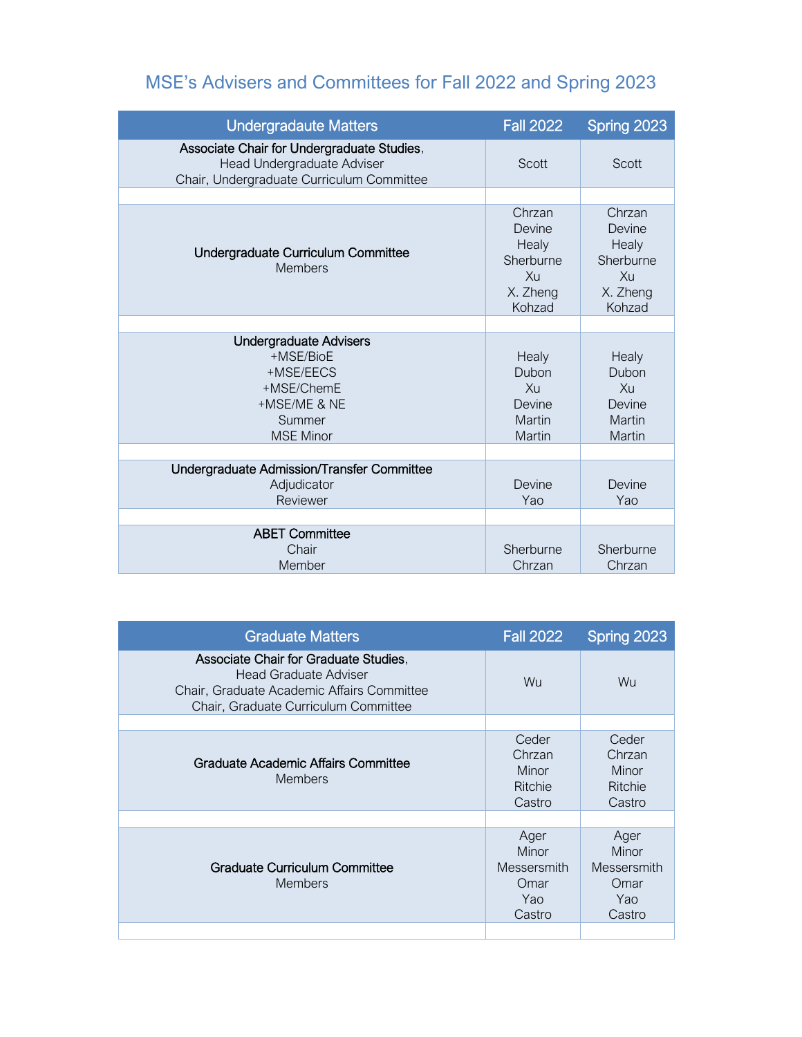# MSE's Advisers and Committees for Fall 2022 and Spring 2023

| Undergradaute Matters | Fall 2022 | Spring 2023 |
|---|---|---|
| **Associate Chair for Undergraduate Studies**, Head Undergraduate Adviser, Chair, Undergraduate Curriculum Committee | Scott | Scott |
| | | |
| **Undergraduate Curriculum Committee** Members | Chrzan, Devine, Healy, Sherburne, Xu, X. Zheng, Kohzad | Chrzan, Devine, Healy, Sherburne, Xu, X. Zheng, Kohzad |
| | | |
| **Undergraduate Advisers** | | |
| +MSE/BioE | Healy | Healy |
| +MSE/EECS | Dubon | Dubon |
| +MSE/ChemE | Xu | Xu |
| +MSE/ME & NE | Devine | Devine |
| Summer | Martin | Martin |
| MSE Minor | Martin | Martin |
| | | |
| **Undergraduate Admission/Transfer Committee** | | |
| Adjudicator | Devine | Devine |
| Reviewer | Yao | Yao |
| | | |
| **ABET Committee** | | |
| Chair | Sherburne | Sherburne |
| Member | Chrzan | Chrzan |

| Graduate Matters | Fall 2022 | Spring 2023 |
|---|---|---|
| **Associate Chair for Graduate Studies**, Head Graduate Adviser, Chair, Graduate Academic Affairs Committee, Chair, Graduate Curriculum Committee | Wu | Wu |
| | | |
| **Graduate Academic Affairs Committee** Members | Ceder, Chrzan, Minor, Ritchie, Castro | Ceder, Chrzan, Minor, Ritchie, Castro |
| | | |
| **Graduate Curriculum Committee** Members | Ager, Minor, Messersmith, Omar, Yao, Castro | Ager, Minor, Messersmith, Omar, Yao, Castro |
| | | |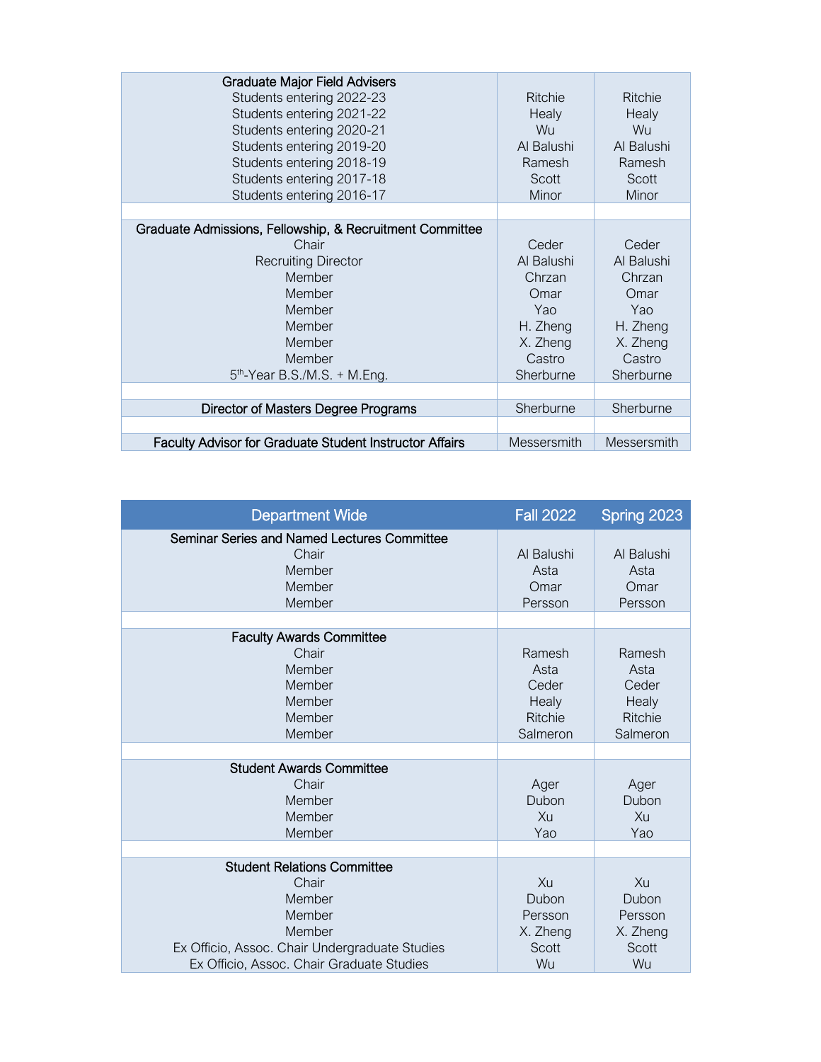| | | |
|---|---|---|
| **Graduate Major Field Advisers** | | |
| Students entering 2022-23 | Ritchie | Ritchie |
| Students entering 2021-22 | Healy | Healy |
| Students entering 2020-21 | Wu | Wu |
| Students entering 2019-20 | Al Balushi | Al Balushi |
| Students entering 2018-19 | Ramesh | Ramesh |
| Students entering 2017-18 | Scott | Scott |
| Students entering 2016-17 | Minor | Minor |
| | | |
| **Graduate Admissions, Fellowship, & Recruitment Committee** | | |
| Chair | Ceder | Ceder |
| Recruiting Director | Al Balushi | Al Balushi |
| Member | Chrzan | Chrzan |
| Member | Omar | Omar |
| Member | Yao | Yao |
| Member | H. Zheng | H. Zheng |
| Member | X. Zheng | X. Zheng |
| Member | Castro | Castro |
| 5th-Year B.S./M.S. + M.Eng. | Sherburne | Sherburne |
| | | |
| **Director of Masters Degree Programs** | Sherburne | Sherburne |
| | | |
| **Faculty Advisor for Graduate Student Instructor Affairs** | Messersmith | Messersmith |

| Department Wide | Fall 2022 | Spring 2023 |
|---|---|---|
| **Seminar Series and Named Lectures Committee** | | |
| Chair | Al Balushi | Al Balushi |
| Member | Asta | Asta |
| Member | Omar | Omar |
| Member | Persson | Persson |
| | | |
| **Faculty Awards Committee** | | |
| Chair | Ramesh | Ramesh |
| Member | Asta | Asta |
| Member | Ceder | Ceder |
| Member | Healy | Healy |
| Member | Ritchie | Ritchie |
| Member | Salmeron | Salmeron |
| | | |
| **Student Awards Committee** | | |
| Chair | Ager | Ager |
| Member | Dubon | Dubon |
| Member | Xu | Xu |
| Member | Yao | Yao |
| | | |
| **Student Relations Committee** | | |
| Chair | Xu | Xu |
| Member | Dubon | Dubon |
| Member | Persson | Persson |
| Member | X. Zheng | X. Zheng |
| Ex Officio, Assoc. Chair Undergraduate Studies | Scott | Scott |
| Ex Officio, Assoc. Chair Graduate Studies | Wu | Wu |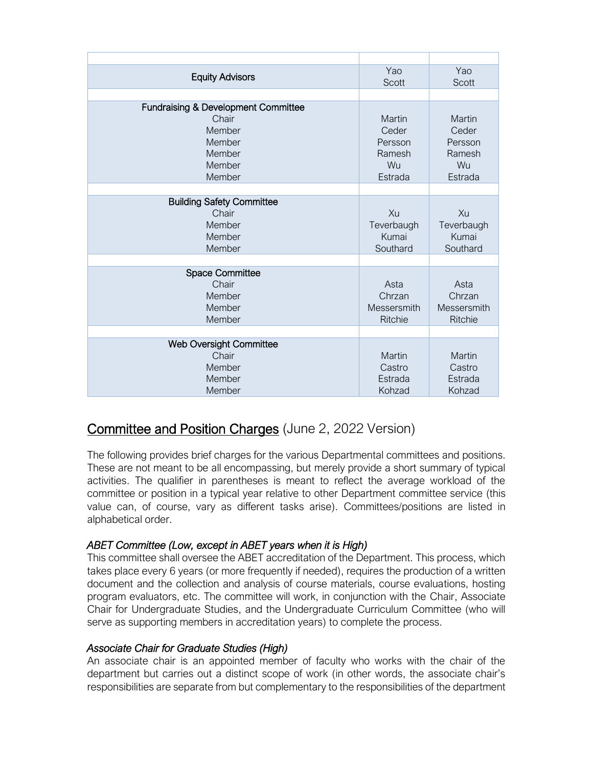| | | |
|---|---|---|
| | | |
| Equity Advisors | Yao<br>Scott | Yao<br>Scott |
| | | |
| Fundraising & Development Committee | | |
| Chair | Martin | Martin |
| Member | Ceder | Ceder |
| Member | Persson | Persson |
| Member | Ramesh | Ramesh |
| Member | Wu | Wu |
| Member | Estrada | Estrada |
| | | |
| Building Safety Committee | | |
| Chair | Xu | Xu |
| Member | Teverbaugh | Teverbaugh |
| Member | Kumai | Kumai |
| Member | Southard | Southard |
| | | |
| Space Committee | | |
| Chair | Asta | Asta |
| Member | Chrzan | Chrzan |
| Member | Messersmith | Messersmith |
| Member | Ritchie | Ritchie |
| | | |
| Web Oversight Committee | | |
| Chair | Martin | Martin |
| Member | Castro | Castro |
| Member | Estrada | Estrada |
| Member | Kohzad | Kohzad |

## Committee and Position Charges (June 2, 2022 Version)

The following provides brief charges for the various Departmental committees and positions. These are not meant to be all encompassing, but merely provide a short summary of typical activities. The qualifier in parentheses is meant to reflect the average workload of the committee or position in a typical year relative to other Department committee service (this value can, of course, vary as different tasks arise). Committees/positions are listed in alphabetical order.

### *ABET Committee (Low, except in ABET years when it is High)*

This committee shall oversee the ABET accreditation of the Department. This process, which takes place every 6 years (or more frequently if needed), requires the production of a written document and the collection and analysis of course materials, course evaluations, hosting program evaluators, etc. The committee will work, in conjunction with the Chair, Associate Chair for Undergraduate Studies, and the Undergraduate Curriculum Committee (who will serve as supporting members in accreditation years) to complete the process.

### *Associate Chair for Graduate Studies (High)*

An associate chair is an appointed member of faculty who works with the chair of the department but carries out a distinct scope of work (in other words, the associate chair's responsibilities are separate from but complementary to the responsibilities of the department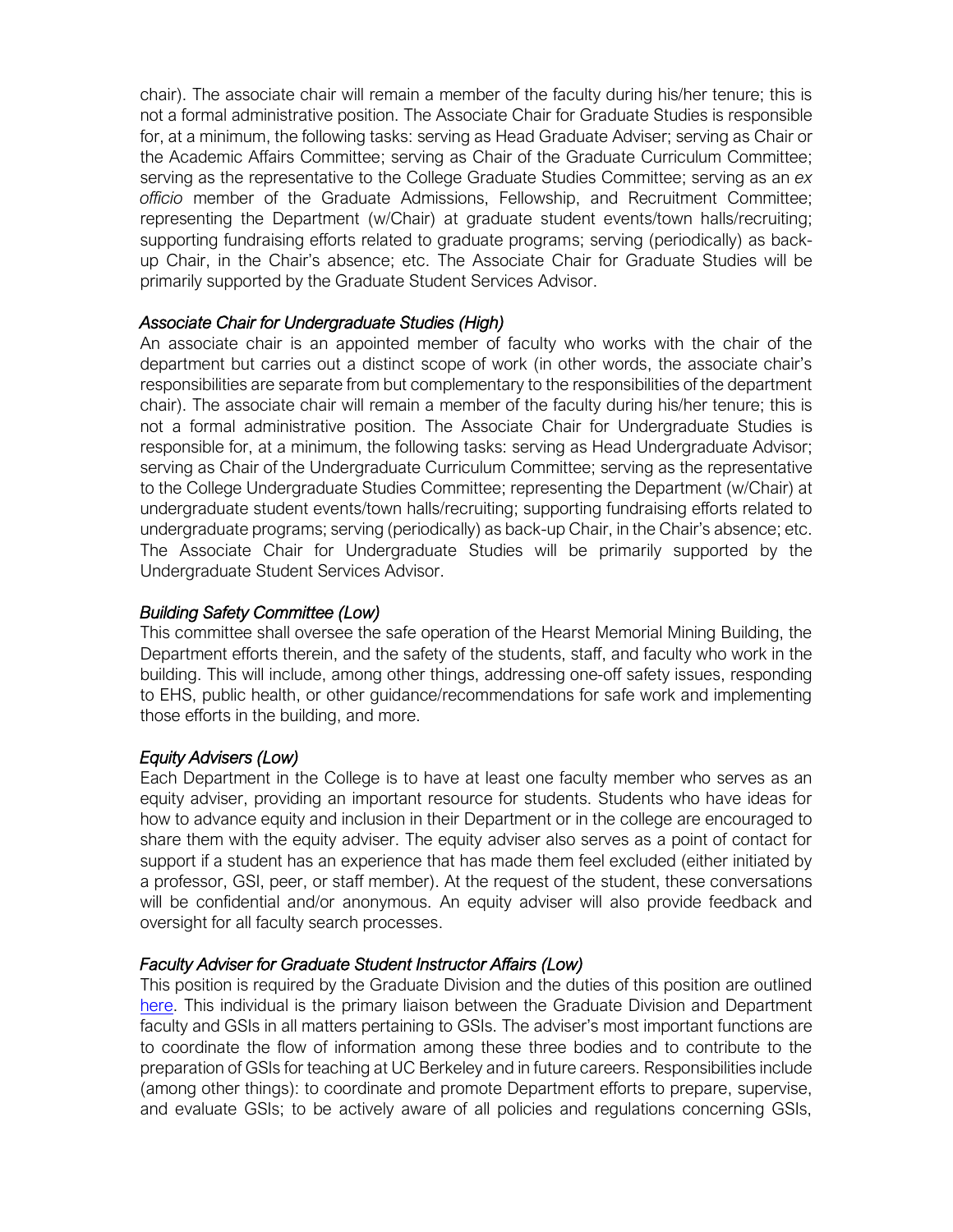chair). The associate chair will remain a member of the faculty during his/her tenure; this is not a formal administrative position. The Associate Chair for Graduate Studies is responsible for, at a minimum, the following tasks: serving as Head Graduate Adviser; serving as Chair or the Academic Affairs Committee; serving as Chair of the Graduate Curriculum Committee; serving as the representative to the College Graduate Studies Committee; serving as an *ex officio* member of the Graduate Admissions, Fellowship, and Recruitment Committee; representing the Department (w/Chair) at graduate student events/town halls/recruiting; supporting fundraising efforts related to graduate programs; serving (periodically) as back-up Chair, in the Chair's absence; etc. The Associate Chair for Graduate Studies will be primarily supported by the Graduate Student Services Advisor.

*Associate Chair for Undergraduate Studies (High)*

An associate chair is an appointed member of faculty who works with the chair of the department but carries out a distinct scope of work (in other words, the associate chair's responsibilities are separate from but complementary to the responsibilities of the department chair). The associate chair will remain a member of the faculty during his/her tenure; this is not a formal administrative position. The Associate Chair for Undergraduate Studies is responsible for, at a minimum, the following tasks: serving as Head Undergraduate Advisor; serving as Chair of the Undergraduate Curriculum Committee; serving as the representative to the College Undergraduate Studies Committee; representing the Department (w/Chair) at undergraduate student events/town halls/recruiting; supporting fundraising efforts related to undergraduate programs; serving (periodically) as back-up Chair, in the Chair's absence; etc. The Associate Chair for Undergraduate Studies will be primarily supported by the Undergraduate Student Services Advisor.

*Building Safety Committee (Low)*

This committee shall oversee the safe operation of the Hearst Memorial Mining Building, the Department efforts therein, and the safety of the students, staff, and faculty who work in the building. This will include, among other things, addressing one-off safety issues, responding to EHS, public health, or other guidance/recommendations for safe work and implementing those efforts in the building, and more.

*Equity Advisers (Low)*

Each Department in the College is to have at least one faculty member who serves as an equity adviser, providing an important resource for students. Students who have ideas for how to advance equity and inclusion in their Department or in the college are encouraged to share them with the equity adviser. The equity adviser also serves as a point of contact for support if a student has an experience that has made them feel excluded (either initiated by a professor, GSI, peer, or staff member). At the request of the student, these conversations will be confidential and/or anonymous. An equity adviser will also provide feedback and oversight for all faculty search processes.

*Faculty Adviser for Graduate Student Instructor Affairs (Low)*

This position is required by the Graduate Division and the duties of this position are outlined [here](). This individual is the primary liaison between the Graduate Division and Department faculty and GSIs in all matters pertaining to GSIs. The adviser's most important functions are to coordinate the flow of information among these three bodies and to contribute to the preparation of GSIs for teaching at UC Berkeley and in future careers. Responsibilities include (among other things): to coordinate and promote Department efforts to prepare, supervise, and evaluate GSIs; to be actively aware of all policies and regulations concerning GSIs,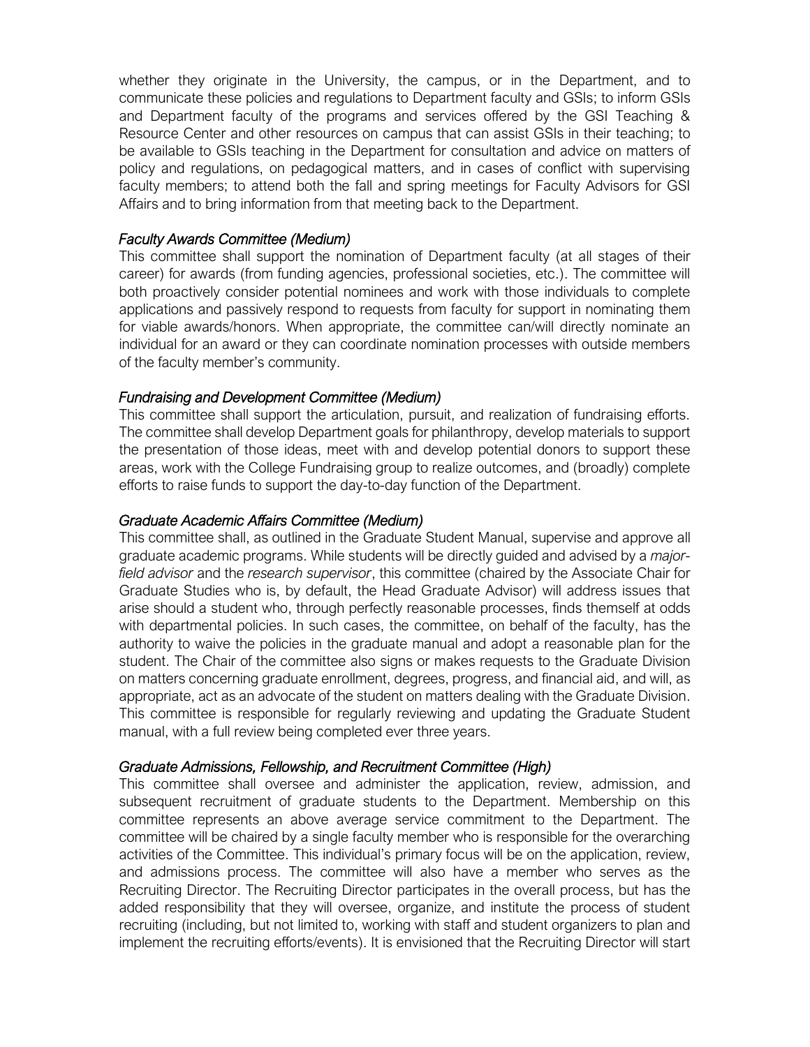whether they originate in the University, the campus, or in the Department, and to communicate these policies and regulations to Department faculty and GSIs; to inform GSIs and Department faculty of the programs and services offered by the GSI Teaching & Resource Center and other resources on campus that can assist GSIs in their teaching; to be available to GSIs teaching in the Department for consultation and advice on matters of policy and regulations, on pedagogical matters, and in cases of conflict with supervising faculty members; to attend both the fall and spring meetings for Faculty Advisors for GSI Affairs and to bring information from that meeting back to the Department.

*Faculty Awards Committee (Medium)*

This committee shall support the nomination of Department faculty (at all stages of their career) for awards (from funding agencies, professional societies, etc.). The committee will both proactively consider potential nominees and work with those individuals to complete applications and passively respond to requests from faculty for support in nominating them for viable awards/honors. When appropriate, the committee can/will directly nominate an individual for an award or they can coordinate nomination processes with outside members of the faculty member's community.

*Fundraising and Development Committee (Medium)*

This committee shall support the articulation, pursuit, and realization of fundraising efforts. The committee shall develop Department goals for philanthropy, develop materials to support the presentation of those ideas, meet with and develop potential donors to support these areas, work with the College Fundraising group to realize outcomes, and (broadly) complete efforts to raise funds to support the day-to-day function of the Department.

*Graduate Academic Affairs Committee (Medium)*

This committee shall, as outlined in the Graduate Student Manual, supervise and approve all graduate academic programs. While students will be directly guided and advised by a *major-field advisor* and the *research supervisor*, this committee (chaired by the Associate Chair for Graduate Studies who is, by default, the Head Graduate Advisor) will address issues that arise should a student who, through perfectly reasonable processes, finds themself at odds with departmental policies. In such cases, the committee, on behalf of the faculty, has the authority to waive the policies in the graduate manual and adopt a reasonable plan for the student. The Chair of the committee also signs or makes requests to the Graduate Division on matters concerning graduate enrollment, degrees, progress, and financial aid, and will, as appropriate, act as an advocate of the student on matters dealing with the Graduate Division. This committee is responsible for regularly reviewing and updating the Graduate Student manual, with a full review being completed ever three years.

*Graduate Admissions, Fellowship, and Recruitment Committee (High)*

This committee shall oversee and administer the application, review, admission, and subsequent recruitment of graduate students to the Department. Membership on this committee represents an above average service commitment to the Department. The committee will be chaired by a single faculty member who is responsible for the overarching activities of the Committee. This individual's primary focus will be on the application, review, and admissions process. The committee will also have a member who serves as the Recruiting Director. The Recruiting Director participates in the overall process, but has the added responsibility that they will oversee, organize, and institute the process of student recruiting (including, but not limited to, working with staff and student organizers to plan and implement the recruiting efforts/events). It is envisioned that the Recruiting Director will start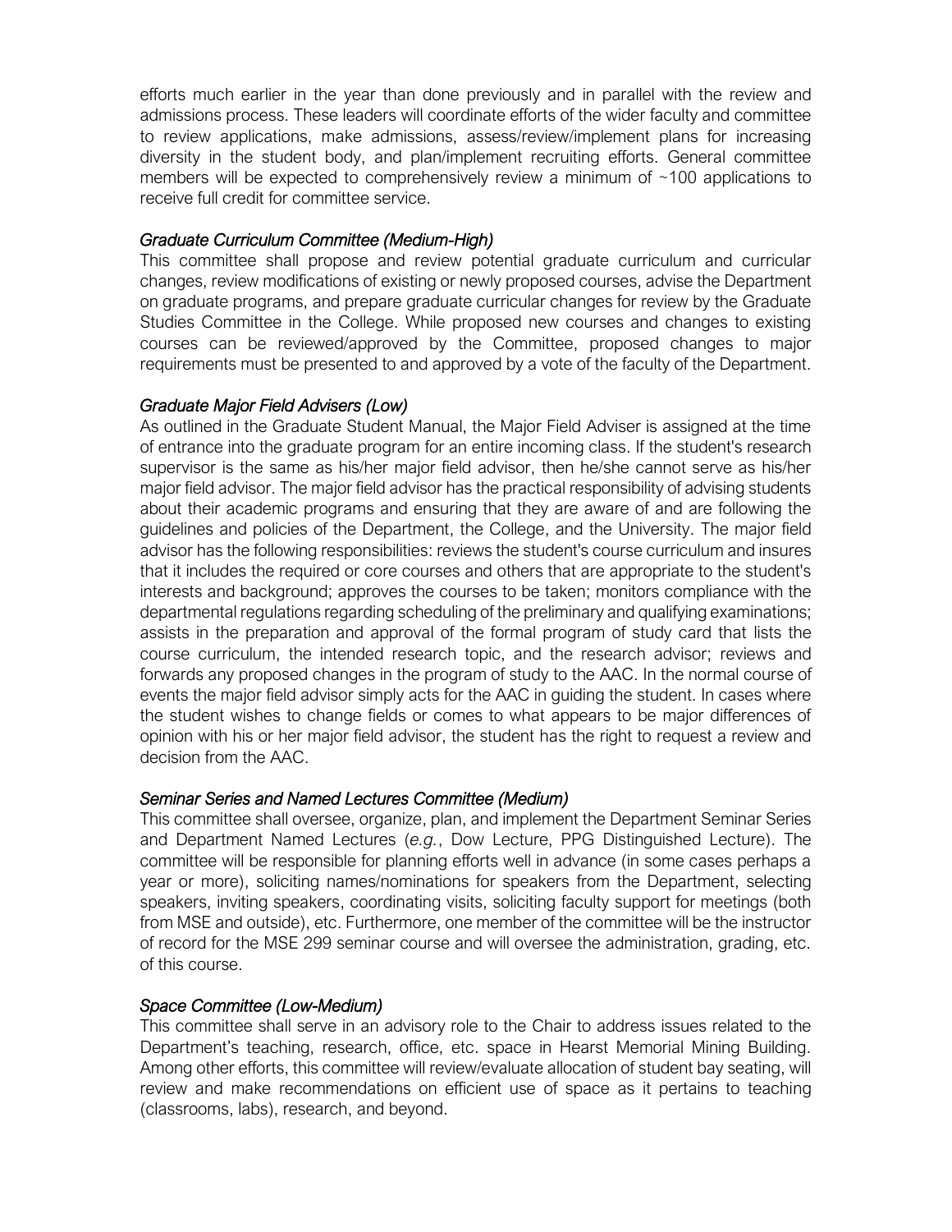efforts much earlier in the year than done previously and in parallel with the review and admissions process. These leaders will coordinate efforts of the wider faculty and committee to review applications, make admissions, assess/review/implement plans for increasing diversity in the student body, and plan/implement recruiting efforts. General committee members will be expected to comprehensively review a minimum of ~100 applications to receive full credit for committee service.

### *Graduate Curriculum Committee (Medium-High)*

This committee shall propose and review potential graduate curriculum and curricular changes, review modifications of existing or newly proposed courses, advise the Department on graduate programs, and prepare graduate curricular changes for review by the Graduate Studies Committee in the College. While proposed new courses and changes to existing courses can be reviewed/approved by the Committee, proposed changes to major requirements must be presented to and approved by a vote of the faculty of the Department.

### *Graduate Major Field Advisers (Low)*

As outlined in the Graduate Student Manual, the Major Field Adviser is assigned at the time of entrance into the graduate program for an entire incoming class. If the student's research supervisor is the same as his/her major field advisor, then he/she cannot serve as his/her major field advisor. The major field advisor has the practical responsibility of advising students about their academic programs and ensuring that they are aware of and are following the guidelines and policies of the Department, the College, and the University. The major field advisor has the following responsibilities: reviews the student's course curriculum and insures that it includes the required or core courses and others that are appropriate to the student's interests and background; approves the courses to be taken; monitors compliance with the departmental regulations regarding scheduling of the preliminary and qualifying examinations; assists in the preparation and approval of the formal program of study card that lists the course curriculum, the intended research topic, and the research advisor; reviews and forwards any proposed changes in the program of study to the AAC. In the normal course of events the major field advisor simply acts for the AAC in guiding the student. In cases where the student wishes to change fields or comes to what appears to be major differences of opinion with his or her major field advisor, the student has the right to request a review and decision from the AAC.

### *Seminar Series and Named Lectures Committee (Medium)*

This committee shall oversee, organize, plan, and implement the Department Seminar Series and Department Named Lectures (*e.g.*, Dow Lecture, PPG Distinguished Lecture). The committee will be responsible for planning efforts well in advance (in some cases perhaps a year or more), soliciting names/nominations for speakers from the Department, selecting speakers, inviting speakers, coordinating visits, soliciting faculty support for meetings (both from MSE and outside), etc. Furthermore, one member of the committee will be the instructor of record for the MSE 299 seminar course and will oversee the administration, grading, etc. of this course.

### *Space Committee (Low-Medium)*

This committee shall serve in an advisory role to the Chair to address issues related to the Department's teaching, research, office, etc. space in Hearst Memorial Mining Building. Among other efforts, this committee will review/evaluate allocation of student bay seating, will review and make recommendations on efficient use of space as it pertains to teaching (classrooms, labs), research, and beyond.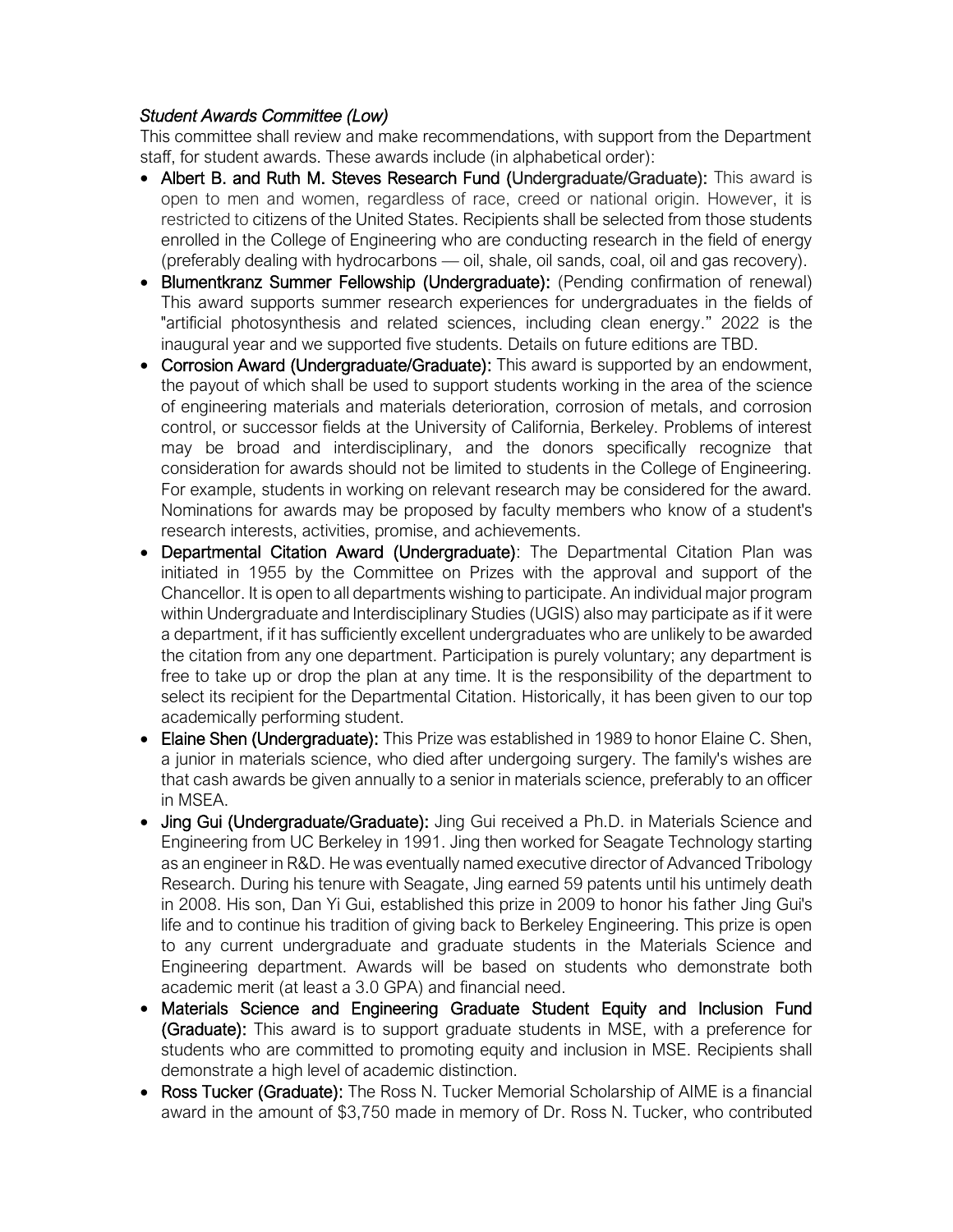*Student Awards Committee (Low)*

This committee shall review and make recommendations, with support from the Department staff, for student awards. These awards include (in alphabetical order):

- **Albert B. and Ruth M. Steves Research Fund (Undergraduate/Graduate):** This award is open to men and women, regardless of race, creed or national origin. However, it is restricted to citizens of the United States. Recipients shall be selected from those students enrolled in the College of Engineering who are conducting research in the field of energy (preferably dealing with hydrocarbons — oil, shale, oil sands, coal, oil and gas recovery).
- **Blumentkranz Summer Fellowship (Undergraduate):** (Pending confirmation of renewal) This award supports summer research experiences for undergraduates in the fields of "artificial photosynthesis and related sciences, including clean energy." 2022 is the inaugural year and we supported five students. Details on future editions are TBD.
- **Corrosion Award (Undergraduate/Graduate):** This award is supported by an endowment, the payout of which shall be used to support students working in the area of the science of engineering materials and materials deterioration, corrosion of metals, and corrosion control, or successor fields at the University of California, Berkeley. Problems of interest may be broad and interdisciplinary, and the donors specifically recognize that consideration for awards should not be limited to students in the College of Engineering. For example, students in working on relevant research may be considered for the award. Nominations for awards may be proposed by faculty members who know of a student's research interests, activities, promise, and achievements.
- **Departmental Citation Award (Undergraduate)**: The Departmental Citation Plan was initiated in 1955 by the Committee on Prizes with the approval and support of the Chancellor. It is open to all departments wishing to participate. An individual major program within Undergraduate and Interdisciplinary Studies (UGIS) also may participate as if it were a department, if it has sufficiently excellent undergraduates who are unlikely to be awarded the citation from any one department. Participation is purely voluntary; any department is free to take up or drop the plan at any time. It is the responsibility of the department to select its recipient for the Departmental Citation. Historically, it has been given to our top academically performing student.
- **Elaine Shen (Undergraduate):** This Prize was established in 1989 to honor Elaine C. Shen, a junior in materials science, who died after undergoing surgery. The family's wishes are that cash awards be given annually to a senior in materials science, preferably to an officer in MSEA.
- **Jing Gui (Undergraduate/Graduate):** Jing Gui received a Ph.D. in Materials Science and Engineering from UC Berkeley in 1991. Jing then worked for Seagate Technology starting as an engineer in R&D. He was eventually named executive director of Advanced Tribology Research. During his tenure with Seagate, Jing earned 59 patents until his untimely death in 2008. His son, Dan Yi Gui, established this prize in 2009 to honor his father Jing Gui's life and to continue his tradition of giving back to Berkeley Engineering. This prize is open to any current undergraduate and graduate students in the Materials Science and Engineering department. Awards will be based on students who demonstrate both academic merit (at least a 3.0 GPA) and financial need.
- **Materials Science and Engineering Graduate Student Equity and Inclusion Fund (Graduate):** This award is to support graduate students in MSE, with a preference for students who are committed to promoting equity and inclusion in MSE. Recipients shall demonstrate a high level of academic distinction.
- **Ross Tucker (Graduate):** The Ross N. Tucker Memorial Scholarship of AIME is a financial award in the amount of $3,750 made in memory of Dr. Ross N. Tucker, who contributed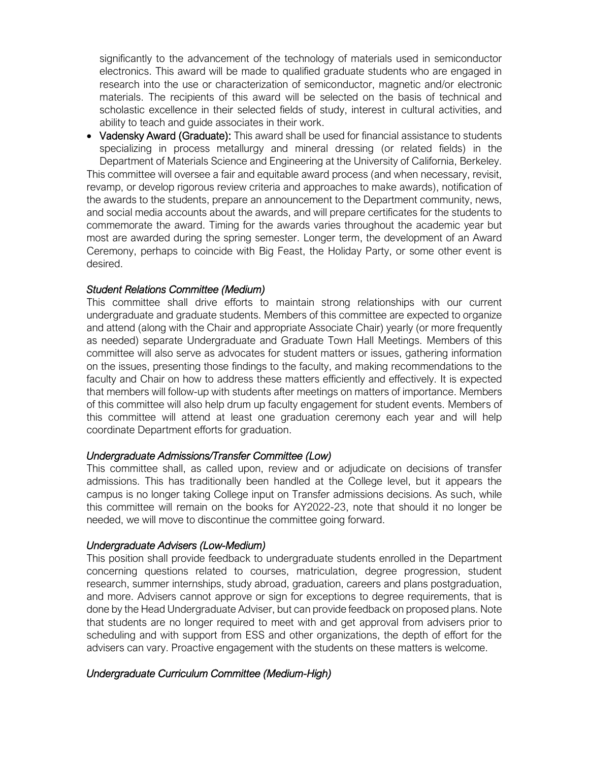significantly to the advancement of the technology of materials used in semiconductor electronics. This award will be made to qualified graduate students who are engaged in research into the use or characterization of semiconductor, magnetic and/or electronic materials. The recipients of this award will be selected on the basis of technical and scholastic excellence in their selected fields of study, interest in cultural activities, and ability to teach and guide associates in their work.

- **Vadensky Award (Graduate):** This award shall be used for financial assistance to students specializing in process metallurgy and mineral dressing (or related fields) in the Department of Materials Science and Engineering at the University of California, Berkeley.

This committee will oversee a fair and equitable award process (and when necessary, revisit, revamp, or develop rigorous review criteria and approaches to make awards), notification of the awards to the students, prepare an announcement to the Department community, news, and social media accounts about the awards, and will prepare certificates for the students to commemorate the award. Timing for the awards varies throughout the academic year but most are awarded during the spring semester. Longer term, the development of an Award Ceremony, perhaps to coincide with Big Feast, the Holiday Party, or some other event is desired.

*Student Relations Committee (Medium)*

This committee shall drive efforts to maintain strong relationships with our current undergraduate and graduate students. Members of this committee are expected to organize and attend (along with the Chair and appropriate Associate Chair) yearly (or more frequently as needed) separate Undergraduate and Graduate Town Hall Meetings. Members of this committee will also serve as advocates for student matters or issues, gathering information on the issues, presenting those findings to the faculty, and making recommendations to the faculty and Chair on how to address these matters efficiently and effectively. It is expected that members will follow-up with students after meetings on matters of importance. Members of this committee will also help drum up faculty engagement for student events. Members of this committee will attend at least one graduation ceremony each year and will help coordinate Department efforts for graduation.

*Undergraduate Admissions/Transfer Committee (Low)*

This committee shall, as called upon, review and or adjudicate on decisions of transfer admissions. This has traditionally been handled at the College level, but it appears the campus is no longer taking College input on Transfer admissions decisions. As such, while this committee will remain on the books for AY2022-23, note that should it no longer be needed, we will move to discontinue the committee going forward.

*Undergraduate Advisers (Low-Medium)*

This position shall provide feedback to undergraduate students enrolled in the Department concerning questions related to courses, matriculation, degree progression, student research, summer internships, study abroad, graduation, careers and plans postgraduation, and more. Advisers cannot approve or sign for exceptions to degree requirements, that is done by the Head Undergraduate Adviser, but can provide feedback on proposed plans. Note that students are no longer required to meet with and get approval from advisers prior to scheduling and with support from ESS and other organizations, the depth of effort for the advisers can vary. Proactive engagement with the students on these matters is welcome.

*Undergraduate Curriculum Committee (Medium-High)*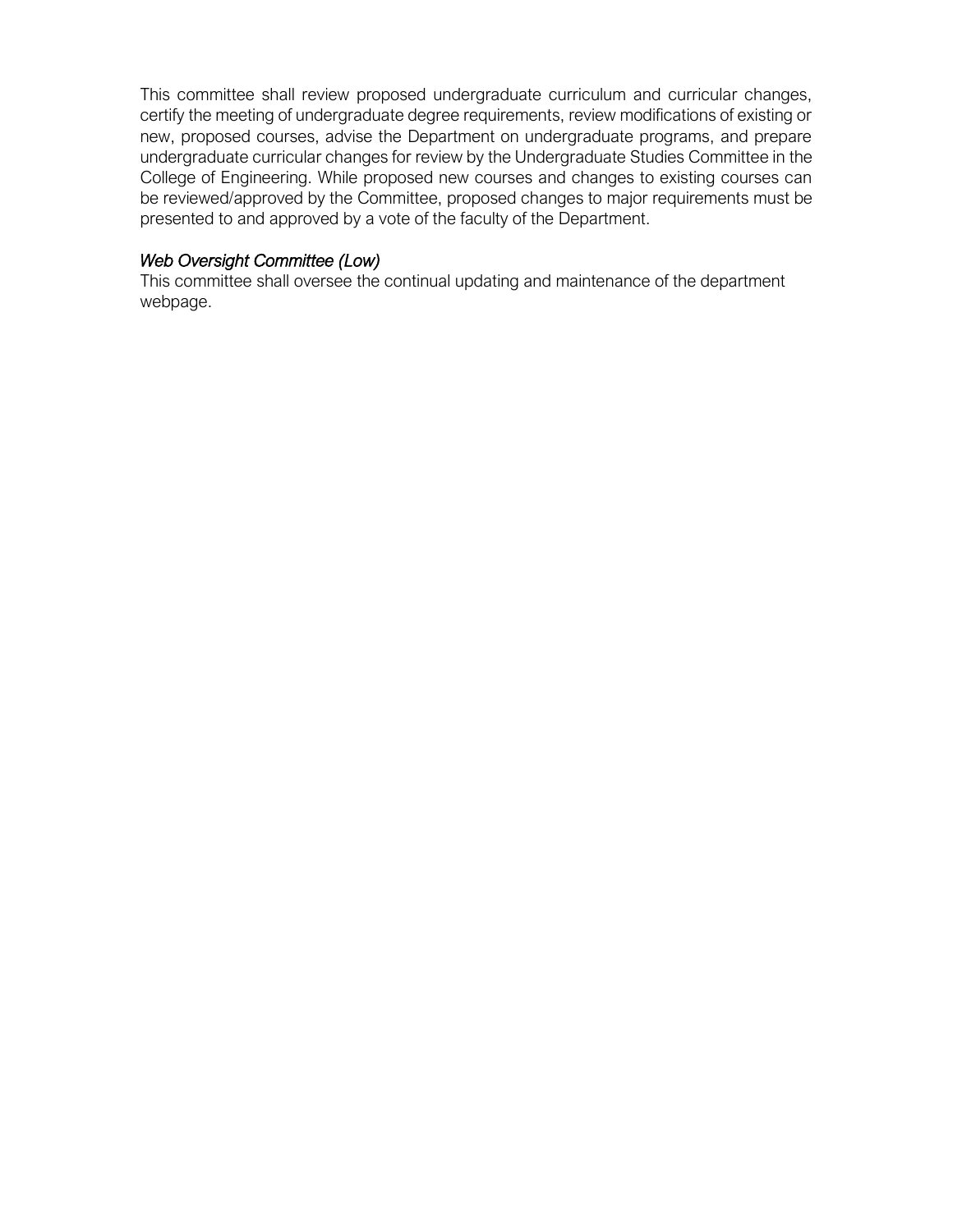This committee shall review proposed undergraduate curriculum and curricular changes, certify the meeting of undergraduate degree requirements, review modifications of existing or new, proposed courses, advise the Department on undergraduate programs, and prepare undergraduate curricular changes for review by the Undergraduate Studies Committee in the College of Engineering. While proposed new courses and changes to existing courses can be reviewed/approved by the Committee, proposed changes to major requirements must be presented to and approved by a vote of the faculty of the Department.

*Web Oversight Committee (Low)*

This committee shall oversee the continual updating and maintenance of the department webpage.